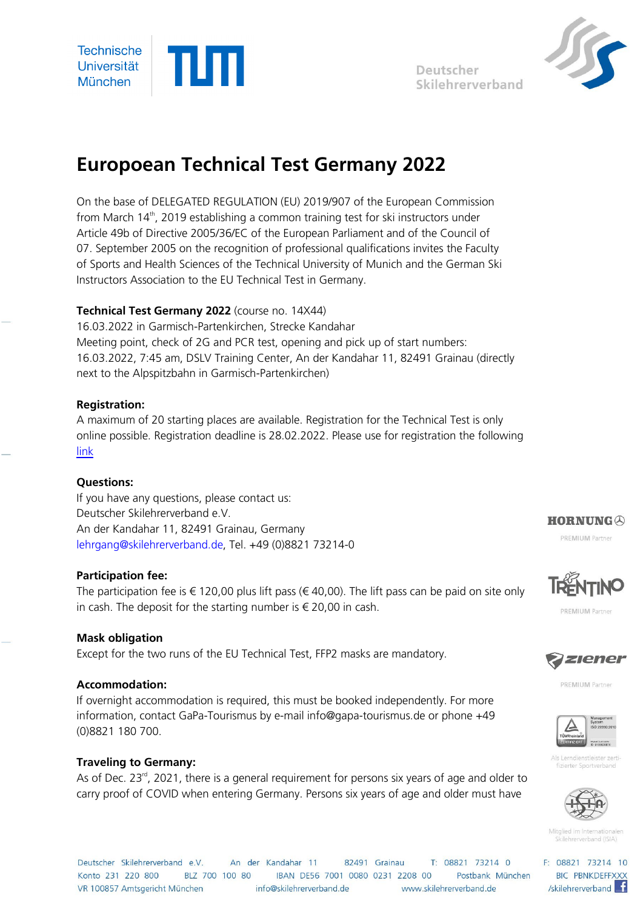Technische Universität München

Deutscher Skilehrerverband

# Europoean Technical Test Germany 2022

On the base of DELEGATED REGULATION (EU) 2019/907 of the European Commission from March 14th, 2019 establishing a common training test for ski instructors under Article 49b of Directive 2005/36/EC of the European Parliament and of the Council of 07. September 2005 on the recognition of professional qualifications invites the Faculty of Sports and Health Sciences of the Technical University of Munich and the German Ski Instructors Association to the EU Technical Test in Germany.

**Technical Test Germany 2022** (course no. 14X44)
16.03.2022 in Garmisch-Partenkirchen, Strecke Kandahar
Meeting point, check of 2G and PCR test, opening and pick up of start numbers: 16.03.2022, 7:45 am, DSLV Training Center, An der Kandahar 11, 82491 Grainau (directly next to the Alpspitzbahn in Garmisch-Partenkirchen)

**Registration:**
A maximum of 20 starting places are available. Registration for the Technical Test is only online possible. Registration deadline is 28.02.2022. Please use for registration the following link

**Questions:**
If you have any questions, please contact us:
Deutscher Skilehrerverband e.V.
An der Kandahar 11, 82491 Grainau, Germany
lehrgang@skilehrerverband.de, Tel. +49 (0)8821 73214-0

**Participation fee:**
The participation fee is € 120,00 plus lift pass (€ 40,00). The lift pass can be paid on site only in cash. The deposit for the starting number is € 20,00 in cash.

**Mask obligation**
Except for the two runs of the EU Technical Test, FFP2 masks are mandatory.

**Accommodation:**
If overnight accommodation is required, this must be booked independently. For more information, contact GaPa-Tourismus by e-mail info@gapa-tourismus.de or phone +49 (0)8821 180 700.

**Traveling to Germany:**
As of Dec. 23rd, 2021, there is a general requirement for persons six years of age and older to carry proof of COVID when entering Germany. Persons six years of age and older must have

HORNUNG PREMIUM Partner

TRENTINO PREMIUM Partner

ziener PREMIUM Partner

Als Lerndienstleister zertifizierter Sportverband

Mitglied im Internationalen Skilehrerverband (ISIA)

Deutscher Skilehrerverband e.V. An der Kandahar 11 82491 Grainau T: 08821 73214 0 F: 08821 73214 10
Konto 231 220 800 BLZ 700 100 80 IBAN DE56 7001 0080 0231 2208 00 Postbank München BIC PBNKDEFFXXX
VR 100857 Amtsgericht München info@skilehrerverband.de www.skilehrerverband.de /skilehrerverband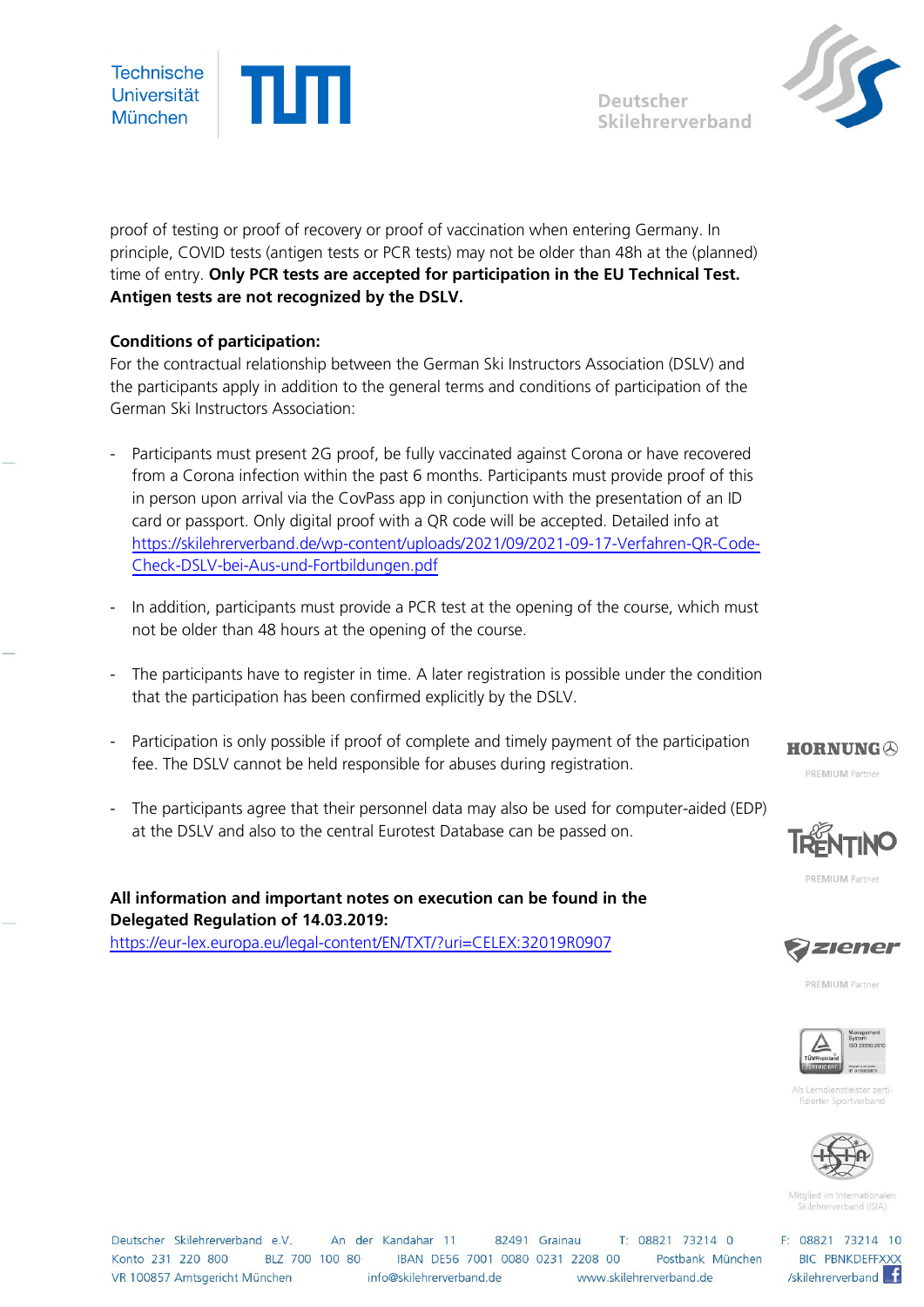proof of testing or proof of recovery or proof of vaccination when entering Germany. In principle, COVID tests (antigen tests or PCR tests) may not be older than 48h at the (planned) time of entry. **Only PCR tests are accepted for participation in the EU Technical Test. Antigen tests are not recognized by the DSLV.**

**Conditions of participation:**
For the contractual relationship between the German Ski Instructors Association (DSLV) and the participants apply in addition to the general terms and conditions of participation of the German Ski Instructors Association:

- Participants must present 2G proof, be fully vaccinated against Corona or have recovered from a Corona infection within the past 6 months. Participants must provide proof of this in person upon arrival via the CovPass app in conjunction with the presentation of an ID card or passport. Only digital proof with a QR code will be accepted. Detailed info at https://skilehrerverband.de/wp-content/uploads/2021/09/2021-09-17-Verfahren-QR-Code-Check-DSLV-bei-Aus-und-Fortbildungen.pdf

- In addition, participants must provide a PCR test at the opening of the course, which must not be older than 48 hours at the opening of the course.

- The participants have to register in time. A later registration is possible under the condition that the participation has been confirmed explicitly by the DSLV.

- Participation is only possible if proof of complete and timely payment of the participation fee. The DSLV cannot be held responsible for abuses during registration.

- The participants agree that their personnel data may also be used for computer-aided (EDP) at the DSLV and also to the central Eurotest Database can be passed on.

**All information and important notes on execution can be found in the Delegated Regulation of 14.03.2019:**
https://eur-lex.europa.eu/legal-content/EN/TXT/?uri=CELEX:32019R0907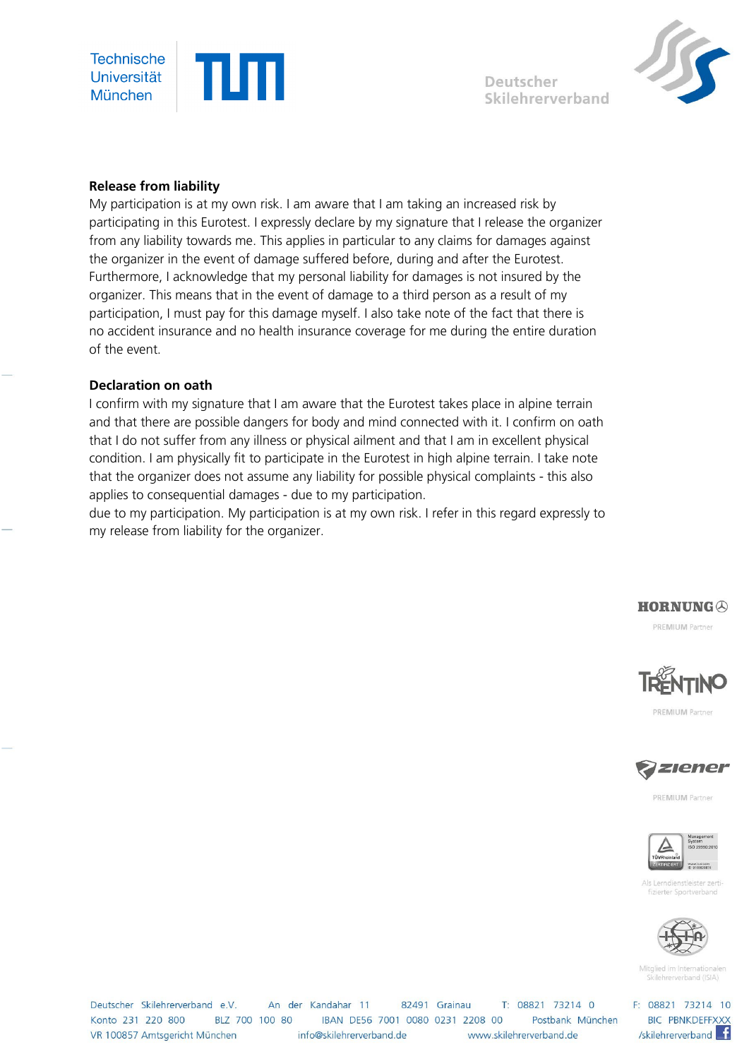**Release from liability**

My participation is at my own risk. I am aware that I am taking an increased risk by participating in this Eurotest. I expressly declare by my signature that I release the organizer from any liability towards me. This applies in particular to any claims for damages against the organizer in the event of damage suffered before, during and after the Eurotest. Furthermore, I acknowledge that my personal liability for damages is not insured by the organizer. This means that in the event of damage to a third person as a result of my participation, I must pay for this damage myself. I also take note of the fact that there is no accident insurance and no health insurance coverage for me during the entire duration of the event.

**Declaration on oath**

I confirm with my signature that I am aware that the Eurotest takes place in alpine terrain and that there are possible dangers for body and mind connected with it. I confirm on oath that I do not suffer from any illness or physical ailment and that I am in excellent physical condition. I am physically fit to participate in the Eurotest in high alpine terrain. I take note that the organizer does not assume any liability for possible physical complaints - this also applies to consequential damages - due to my participation.
due to my participation. My participation is at my own risk. I refer in this regard expressly to my release from liability for the organizer.